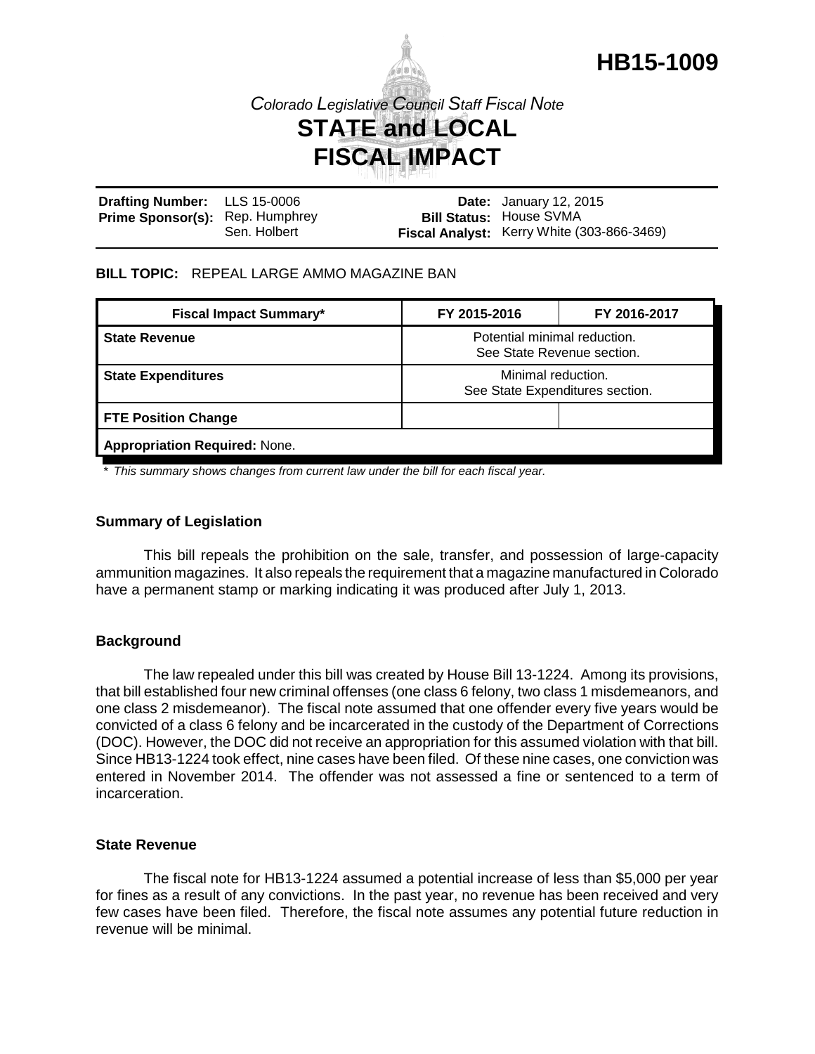# HB15-1009

*Colorado Legislative Council Staff Fiscal Note*

## STATE and LOCAL FISCAL IMPACT

| | | | |
|---|---|---|---|
| **Drafting Number:** | LLS 15-0006 | **Date:** | January 12, 2015 |
| **Prime Sponsor(s):** | Rep. Humphrey<br>Sen. Holbert | **Bill Status:** | House SVMA |
| | | **Fiscal Analyst:** | Kerry White (303-866-3469) |

**BILL TOPIC:** REPEAL LARGE AMMO MAGAZINE BAN

| Fiscal Impact Summary* | FY 2015-2016 | FY 2016-2017 |
|---|---|---|
| **State Revenue** | Potential minimal reduction.<br>See State Revenue section. | |
| **State Expenditures** | Minimal reduction.<br>See State Expenditures section. | |
| **FTE Position Change** | | |
| **Appropriation Required:** None. | | |

*\* This summary shows changes from current law under the bill for each fiscal year.*

### Summary of Legislation

This bill repeals the prohibition on the sale, transfer, and possession of large-capacity ammunition magazines. It also repeals the requirement that a magazine manufactured in Colorado have a permanent stamp or marking indicating it was produced after July 1, 2013.

### Background

The law repealed under this bill was created by House Bill 13-1224. Among its provisions, that bill established four new criminal offenses (one class 6 felony, two class 1 misdemeanors, and one class 2 misdemeanor). The fiscal note assumed that one offender every five years would be convicted of a class 6 felony and be incarcerated in the custody of the Department of Corrections (DOC). However, the DOC did not receive an appropriation for this assumed violation with that bill. Since HB13-1224 took effect, nine cases have been filed. Of these nine cases, one conviction was entered in November 2014. The offender was not assessed a fine or sentenced to a term of incarceration.

### State Revenue

The fiscal note for HB13-1224 assumed a potential increase of less than $5,000 per year for fines as a result of any convictions. In the past year, no revenue has been received and very few cases have been filed. Therefore, the fiscal note assumes any potential future reduction in revenue will be minimal.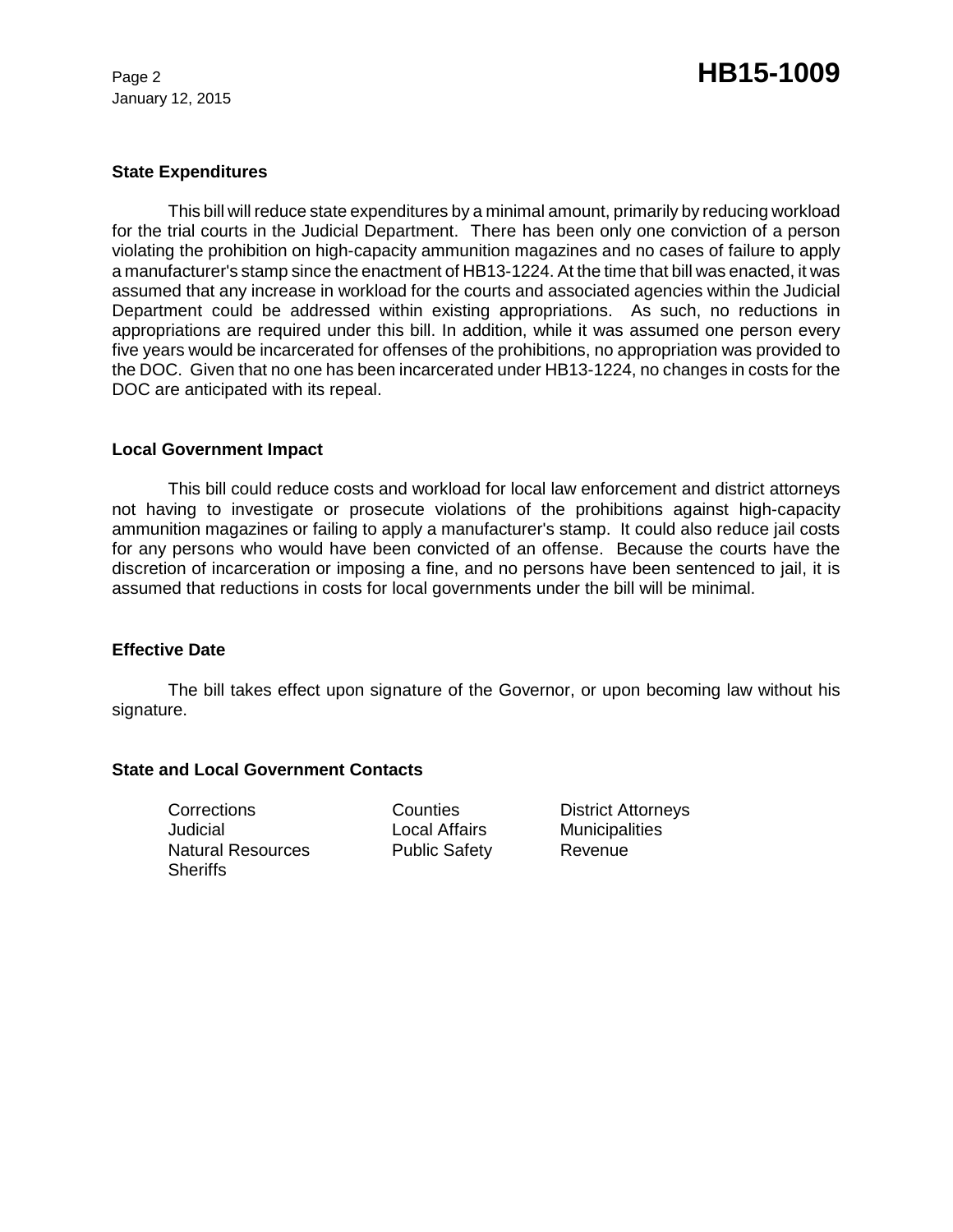**State Expenditures**

This bill will reduce state expenditures by a minimal amount, primarily by reducing workload for the trial courts in the Judicial Department. There has been only one conviction of a person violating the prohibition on high-capacity ammunition magazines and no cases of failure to apply a manufacturer's stamp since the enactment of HB13-1224. At the time that bill was enacted, it was assumed that any increase in workload for the courts and associated agencies within the Judicial Department could be addressed within existing appropriations. As such, no reductions in appropriations are required under this bill. In addition, while it was assumed one person every five years would be incarcerated for offenses of the prohibitions, no appropriation was provided to the DOC. Given that no one has been incarcerated under HB13-1224, no changes in costs for the DOC are anticipated with its repeal.

**Local Government Impact**

This bill could reduce costs and workload for local law enforcement and district attorneys not having to investigate or prosecute violations of the prohibitions against high-capacity ammunition magazines or failing to apply a manufacturer's stamp. It could also reduce jail costs for any persons who would have been convicted of an offense. Because the courts have the discretion of incarceration or imposing a fine, and no persons have been sentenced to jail, it is assumed that reductions in costs for local governments under the bill will be minimal.

**Effective Date**

The bill takes effect upon signature of the Governor, or upon becoming law without his signature.

**State and Local Government Contacts**

| | | |
|---|---|---|
| Corrections | Counties | District Attorneys |
| Judicial | Local Affairs | Municipalities |
| Natural Resources | Public Safety | Revenue |
| Sheriffs | | |